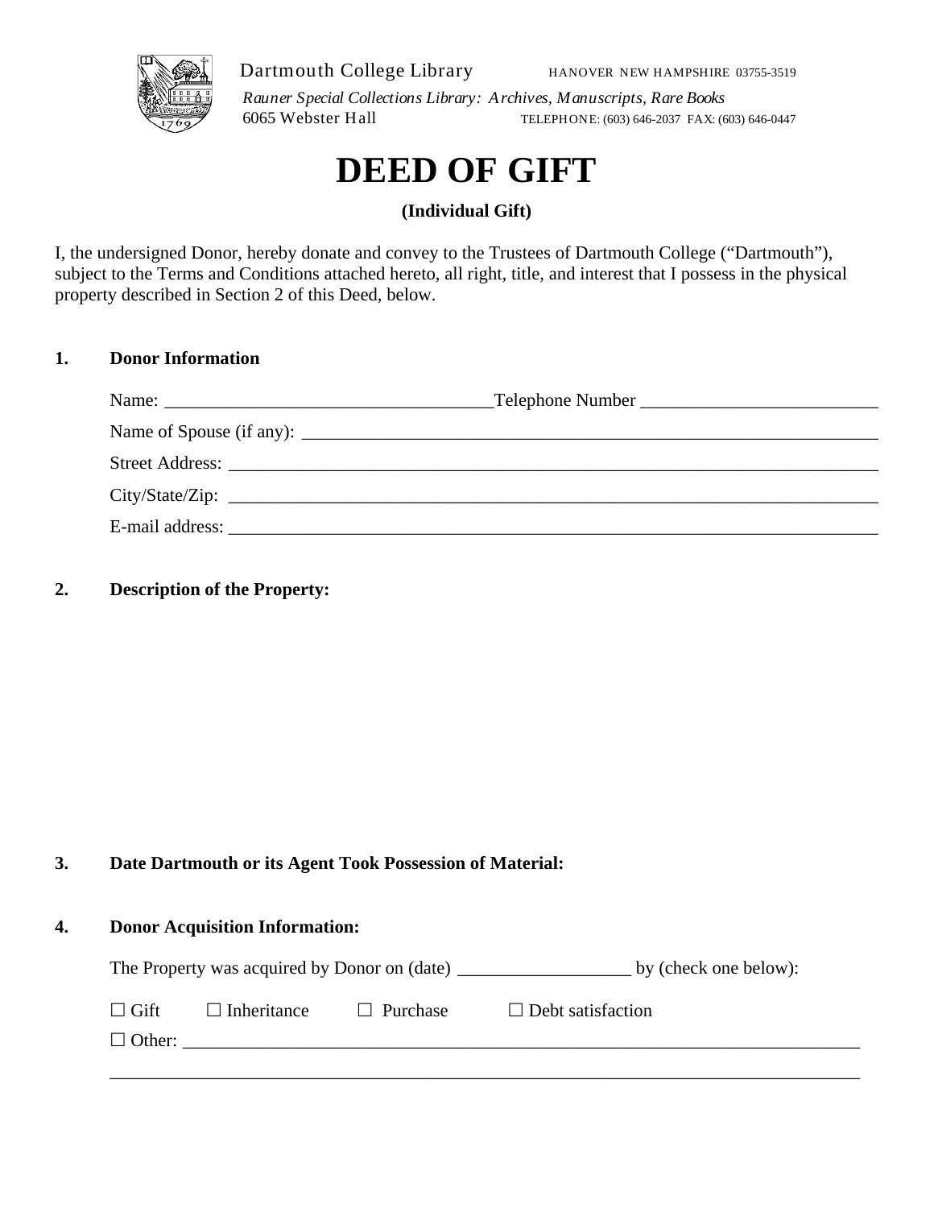Dartmouth College Library HANOVER NEW HAMPSHIRE 03755-3519

*Rauner Special Collections Library: Archives, Manuscripts, Rare Books*

6065 Webster Hall TELEPHONE: (603) 646-2037 FAX: (603) 646-0447

# DEED OF GIFT

**(Individual Gift)**

I, the undersigned Donor, hereby donate and convey to the Trustees of Dartmouth College ("Dartmouth"), subject to the Terms and Conditions attached hereto, all right, title, and interest that I possess in the physical property described in Section 2 of this Deed, below.

**1. Donor Information**

Name: ___________________________________Telephone Number _________________________

Name of Spouse (if any): _________________________________________________________________

Street Address: _______________________________________________________________________

City/State/Zip: _______________________________________________________________________

E-mail address: _______________________________________________________________________

**2. Description of the Property:**

**3. Date Dartmouth or its Agent Took Possession of Material:**

**4. Donor Acquisition Information:**

The Property was acquired by Donor on (date) __________________ by (check one below):

☐ Gift ☐ Inheritance ☐ Purchase ☐ Debt satisfaction

☐ Other: ____________________________________________________________________________

_________________________________________________________________________________________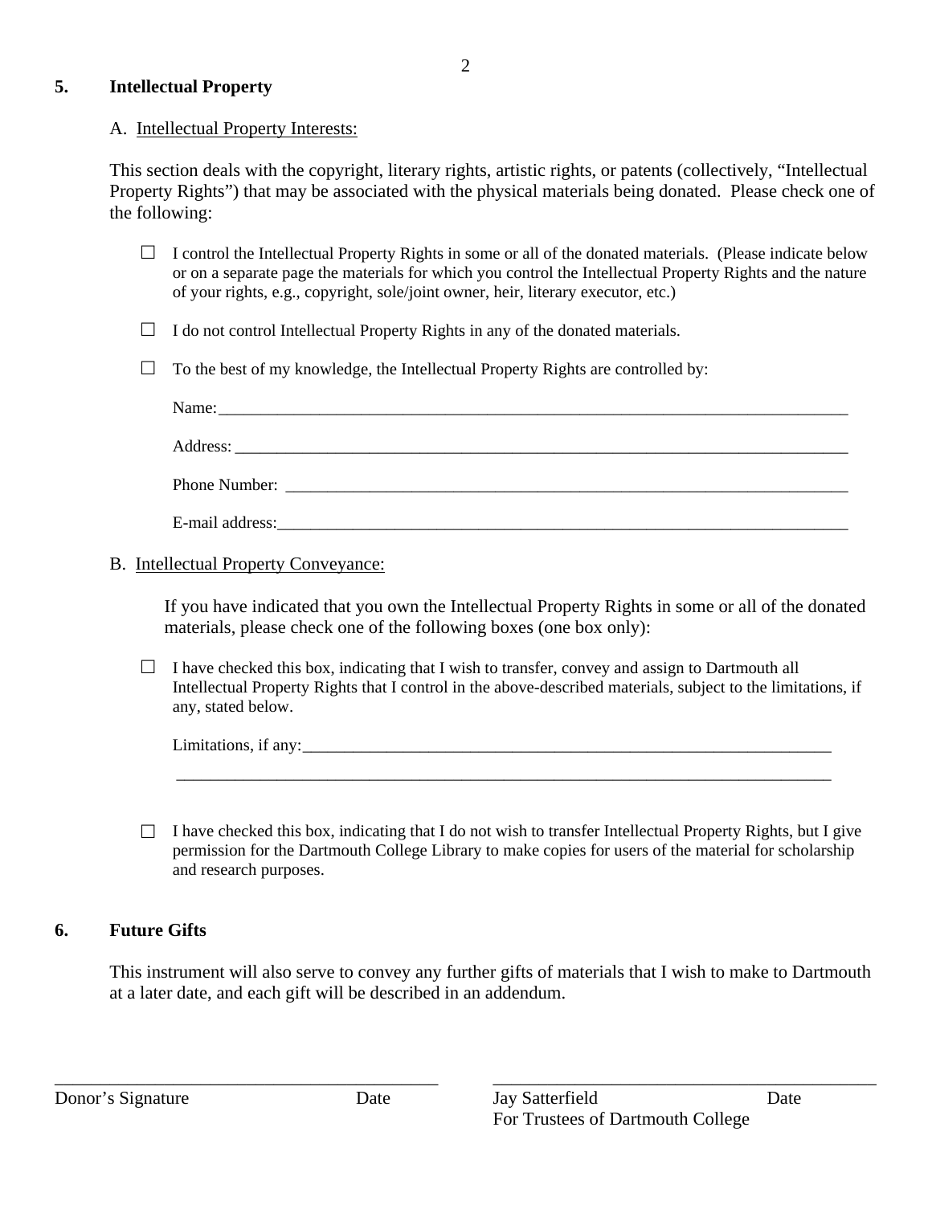## 5. Intellectual Property

A. Intellectual Property Interests:

This section deals with the copyright, literary rights, artistic rights, or patents (collectively, "Intellectual Property Rights") that may be associated with the physical materials being donated. Please check one of the following:

☐ I control the Intellectual Property Rights in some or all of the donated materials. (Please indicate below or on a separate page the materials for which you control the Intellectual Property Rights and the nature of your rights, e.g., copyright, sole/joint owner, heir, literary executor, etc.)

☐ I do not control Intellectual Property Rights in any of the donated materials.

☐ To the best of my knowledge, the Intellectual Property Rights are controlled by:

Name:______________________________________________________________________________

Address: ____________________________________________________________________________

Phone Number: ______________________________________________________________________

E-mail address:_______________________________________________________________________

B. Intellectual Property Conveyance:

If you have indicated that you own the Intellectual Property Rights in some or all of the donated materials, please check one of the following boxes (one box only):

☐ I have checked this box, indicating that I wish to transfer, convey and assign to Dartmouth all Intellectual Property Rights that I control in the above-described materials, subject to the limitations, if any, stated below.

Limitations, if any:______________________________________________________________________

________________________________________________________________________________________

☐ I have checked this box, indicating that I do not wish to transfer Intellectual Property Rights, but I give permission for the Dartmouth College Library to make copies for users of the material for scholarship and research purposes.

## 6. Future Gifts

This instrument will also serve to convey any further gifts of materials that I wish to make to Dartmouth at a later date, and each gift will be described in an addendum.

____________________________________________ ____________________________________________

Donor's Signature Date

Jay Satterfield Date
For Trustees of Dartmouth College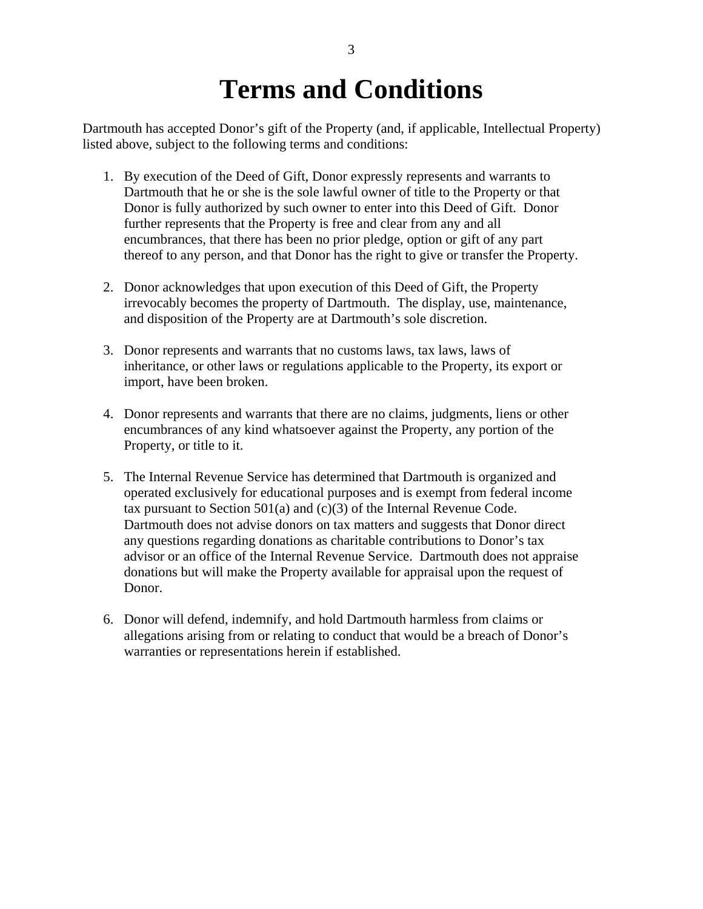# Terms and Conditions

Dartmouth has accepted Donor's gift of the Property (and, if applicable, Intellectual Property) listed above, subject to the following terms and conditions:

1. By execution of the Deed of Gift, Donor expressly represents and warrants to Dartmouth that he or she is the sole lawful owner of title to the Property or that Donor is fully authorized by such owner to enter into this Deed of Gift. Donor further represents that the Property is free and clear from any and all encumbrances, that there has been no prior pledge, option or gift of any part thereof to any person, and that Donor has the right to give or transfer the Property.

2. Donor acknowledges that upon execution of this Deed of Gift, the Property irrevocably becomes the property of Dartmouth. The display, use, maintenance, and disposition of the Property are at Dartmouth's sole discretion.

3. Donor represents and warrants that no customs laws, tax laws, laws of inheritance, or other laws or regulations applicable to the Property, its export or import, have been broken.

4. Donor represents and warrants that there are no claims, judgments, liens or other encumbrances of any kind whatsoever against the Property, any portion of the Property, or title to it.

5. The Internal Revenue Service has determined that Dartmouth is organized and operated exclusively for educational purposes and is exempt from federal income tax pursuant to Section 501(a) and (c)(3) of the Internal Revenue Code. Dartmouth does not advise donors on tax matters and suggests that Donor direct any questions regarding donations as charitable contributions to Donor's tax advisor or an office of the Internal Revenue Service. Dartmouth does not appraise donations but will make the Property available for appraisal upon the request of Donor.

6. Donor will defend, indemnify, and hold Dartmouth harmless from claims or allegations arising from or relating to conduct that would be a breach of Donor's warranties or representations herein if established.